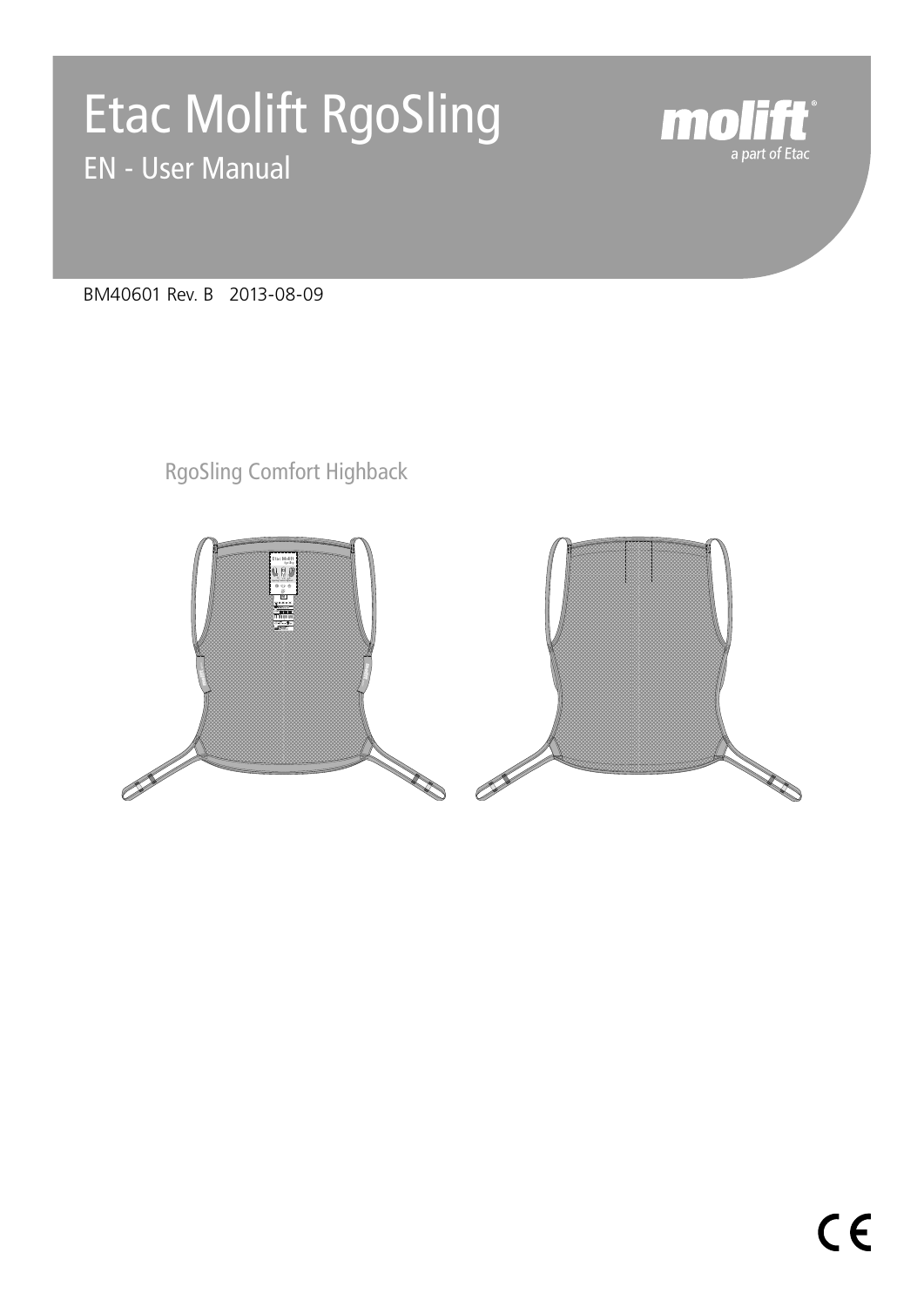# Etac Molift RgoSling

## EN - User Manual

molift
a part of Etac

BM40601 Rev. B 2013-08-09

RgoSling Comfort Highback

CE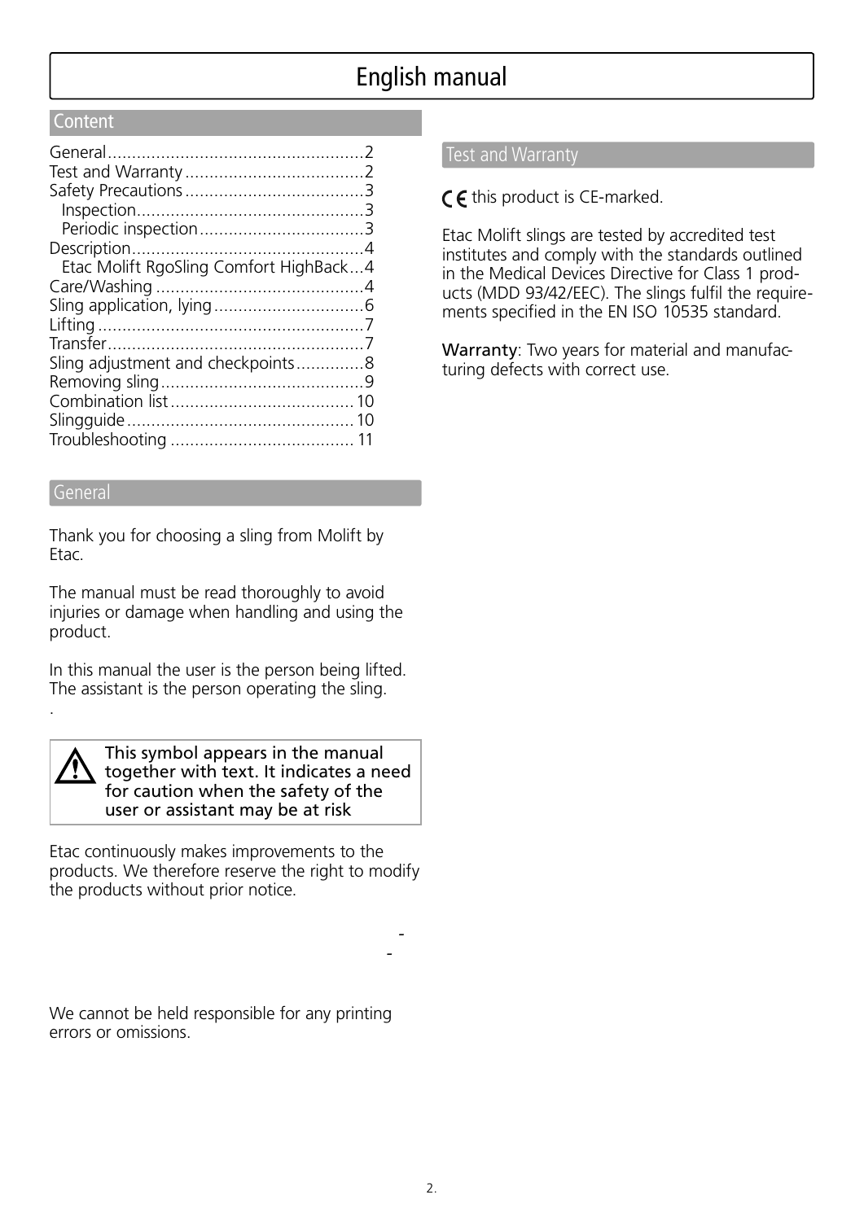# English manual

## Content

General....................................................2
Test and Warranty....................................2
Safety Precautions....................................3
  Inspection..............................................3
  Periodic inspection.................................3
Description...............................................4
  Etac Molift RgoSling Comfort HighBack...4
Care/Washing..........................................4
Sling application, lying..............................6
Lifting......................................................7
Transfer....................................................7
Sling adjustment and checkpoints..............8
Removing sling.........................................9
Combination list.......................................10
Slingguide...............................................10
Troubleshooting ......................................11

## General

Thank you for choosing a sling from Molift by Etac.

The manual must be read thoroughly to avoid injuries or damage when handling and using the product.

In this manual the user is the person being lifted. The assistant is the person operating the sling.

⚠ This symbol appears in the manual together with text. It indicates a need for caution when the safety of the user or assistant may be at risk

Etac continuously makes improvements to the products. We therefore reserve the right to modify the products without prior notice.

We cannot be held responsible for any printing errors or omissions.

## Test and Warranty

CE this product is CE-marked.

Etac Molift slings are tested by accredited test institutes and comply with the standards outlined in the Medical Devices Directive for Class 1 products (MDD 93/42/EEC). The slings fulfil the requirements specified in the EN ISO 10535 standard.

**Warranty**: Two years for material and manufacturing defects with correct use.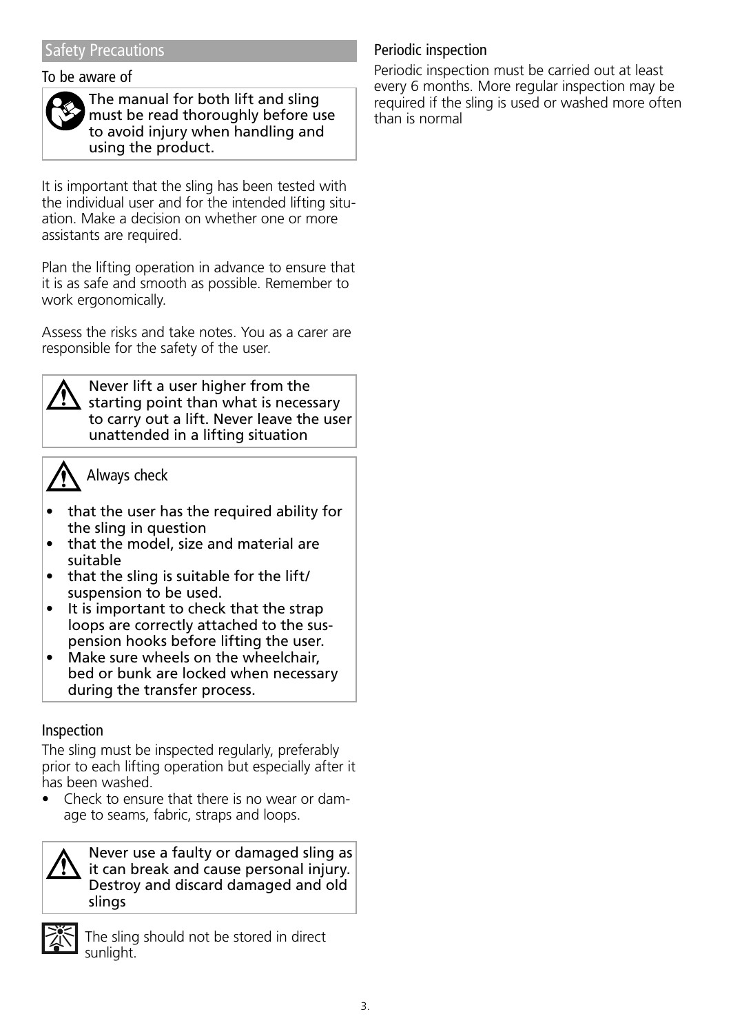## Safety Precautions

### To be aware of

**The manual for both lift and sling must be read thoroughly before use to avoid injury when handling and using the product.**

It is important that the sling has been tested with the individual user and for the intended lifting situation. Make a decision on whether one or more assistants are required.

Plan the lifting operation in advance to ensure that it is as safe and smooth as possible. Remember to work ergonomically.

Assess the risks and take notes. You as a carer are responsible for the safety of the user.

**Never lift a user higher from the starting point than what is necessary to carry out a lift. Never leave the user unattended in a lifting situation**

### Always check

- **that the user has the required ability for the sling in question**
- **that the model, size and material are suitable**
- **that the sling is suitable for the lift/ suspension to be used.**
- **It is important to check that the strap loops are correctly attached to the suspension hooks before lifting the user.**
- **Make sure wheels on the wheelchair, bed or bunk are locked when necessary during the transfer process.**

### Inspection

The sling must be inspected regularly, preferably prior to each lifting operation but especially after it has been washed.

- Check to ensure that there is no wear or damage to seams, fabric, straps and loops.

**Never use a faulty or damaged sling as it can break and cause personal injury. Destroy and discard damaged and old slings**

The sling should not be stored in direct sunlight.

### Periodic inspection

Periodic inspection must be carried out at least every 6 months. More regular inspection may be required if the sling is used or washed more often than is normal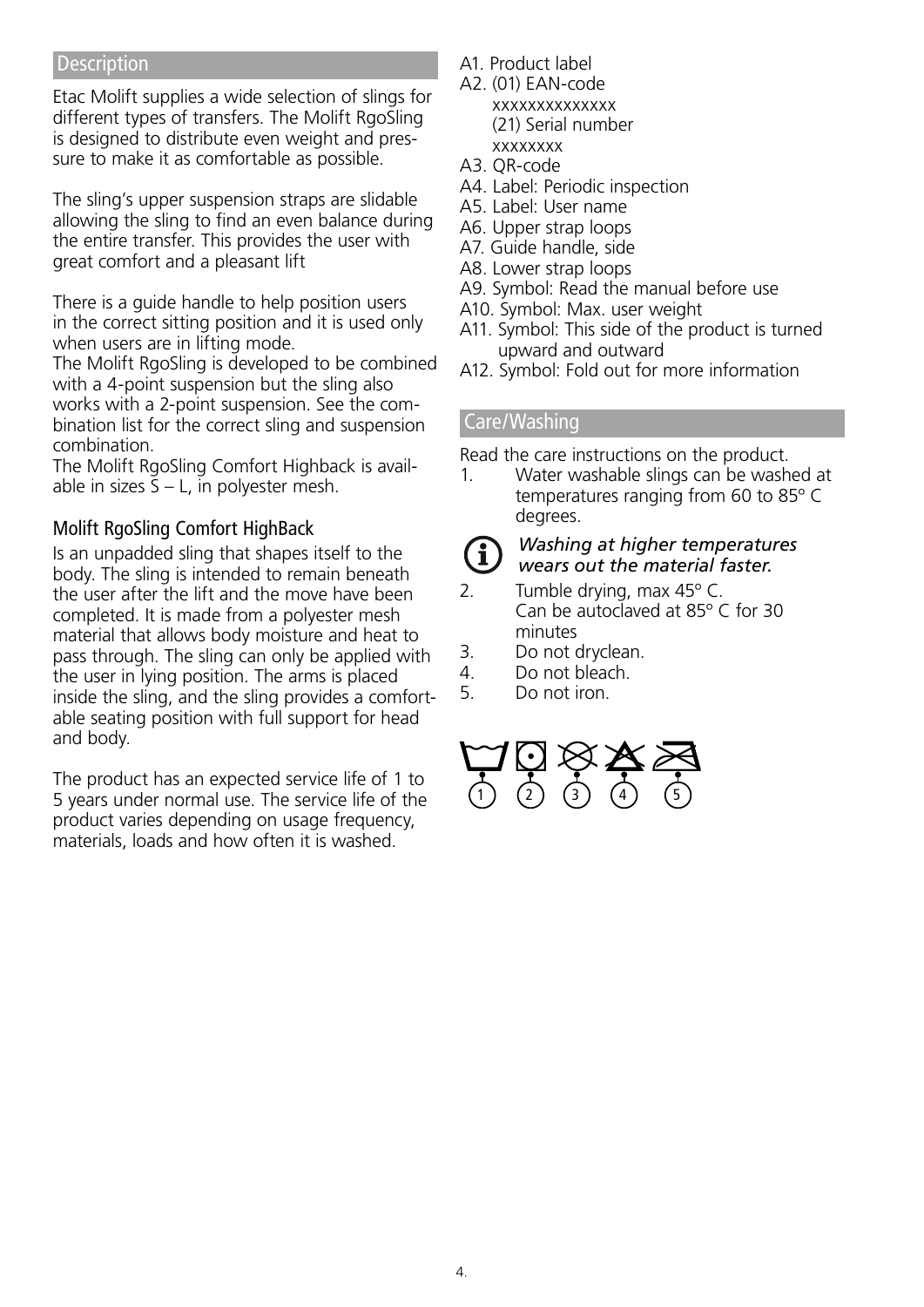## Description

Etac Molift supplies a wide selection of slings for different types of transfers. The Molift RgoSling is designed to distribute even weight and pressure to make it as comfortable as possible.

The sling's upper suspension straps are slidable allowing the sling to find an even balance during the entire transfer. This provides the user with great comfort and a pleasant lift

There is a guide handle to help position users in the correct sitting position and it is used only when users are in lifting mode.
The Molift RgoSling is developed to be combined with a 4-point suspension but the sling also works with a 2-point suspension. See the combination list for the correct sling and suspension combination.
The Molift RgoSling Comfort Highback is available in sizes S – L, in polyester mesh.

### Molift RgoSling Comfort HighBack

Is an unpadded sling that shapes itself to the body. The sling is intended to remain beneath the user after the lift and the move have been completed. It is made from a polyester mesh material that allows body moisture and heat to pass through. The sling can only be applied with the user in lying position. The arms is placed inside the sling, and the sling provides a comfortable seating position with full support for head and body.

The product has an expected service life of 1 to 5 years under normal use. The service life of the product varies depending on usage frequency, materials, loads and how often it is washed.

A1. Product label
A2. (01) EAN-code
xxxxxxxxxxxxxx
(21) Serial number
xxxxxxxx
A3. QR-code
A4. Label: Periodic inspection
A5. Label: User name
A6. Upper strap loops
A7. Guide handle, side
A8. Lower strap loops
A9. Symbol: Read the manual before use
A10. Symbol: Max. user weight
A11. Symbol: This side of the product is turned upward and outward
A12. Symbol: Fold out for more information

## Care/Washing

Read the care instructions on the product.

1. Water washable slings can be washed at temperatures ranging from 60 to 85° C degrees.

*Washing at higher temperatures wears out the material faster.*

2. Tumble drying, max 45° C.
   Can be autoclaved at 85° C for 30 minutes
3. Do not dryclean.
4. Do not bleach.
5. Do not iron.

1 2 3 4 5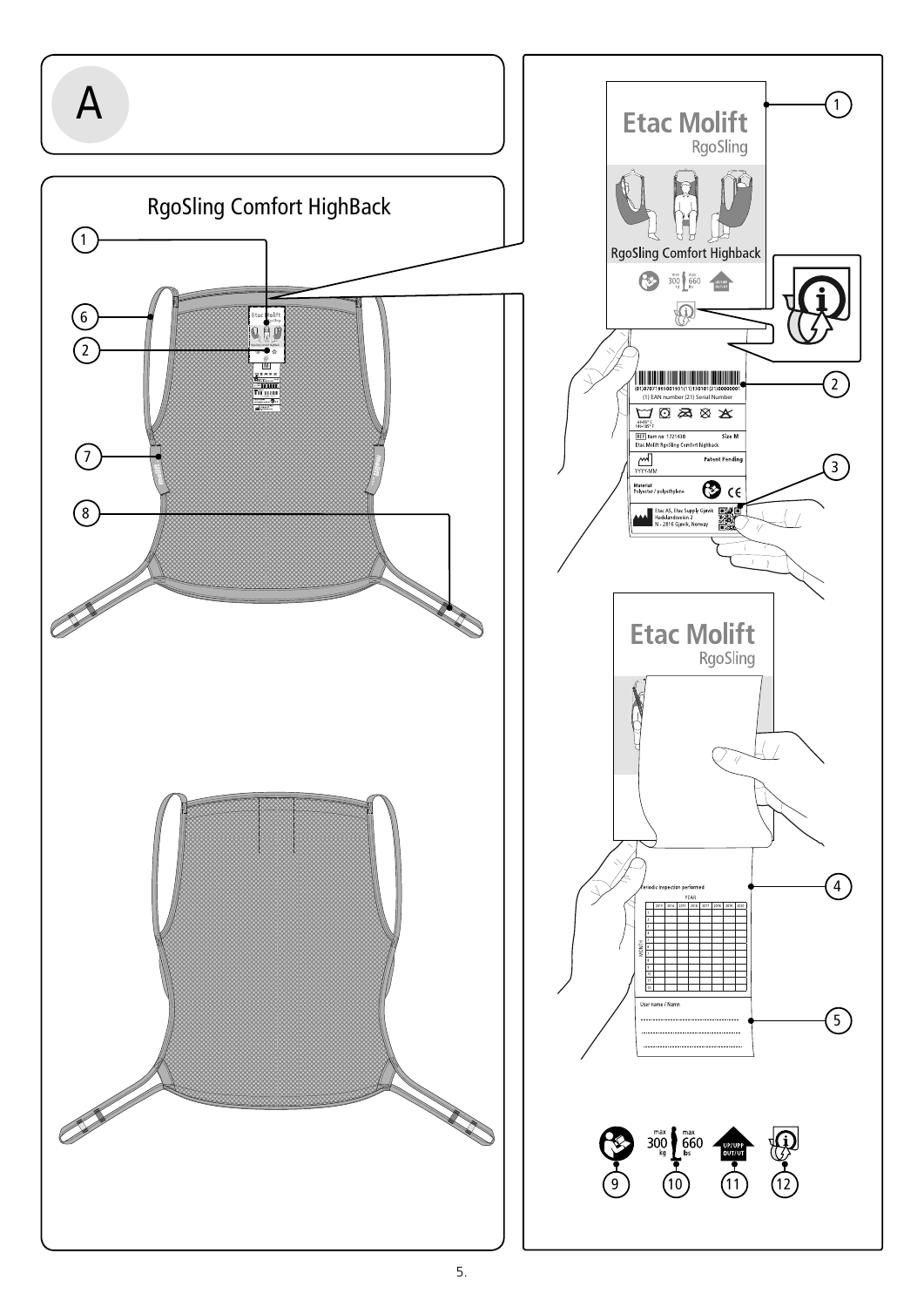# A

## RgoSling Comfort HighBack

1
2
6
7
8

Etac Molift
RgoSling

RgoSling Comfort Highback

max 300 kg max 660 lbs UP/UPP OUT/UT

(01)07071965001951(11)130101(21)00000001
(1) EAN number (21) Serial Number

40-85° C
140-185° F

REF Item no: 1721430 Size M
Etac Molift RgoSling Comfort highback

YYYY-MM Patent Pending

Material
Polyester / polyethylene CE

Etac AS, Etac Supply Gjøvik
Hadelandsveien 2
N - 2816 Gjøvik, Norway

Etac Molift
RgoSling

Periodic inspection performed

YEAR

MONTH

User name / Namn

1
2
3
4
5

max 300 kg max 660 lbs UP/UPP OUT/UT

9
10
11
12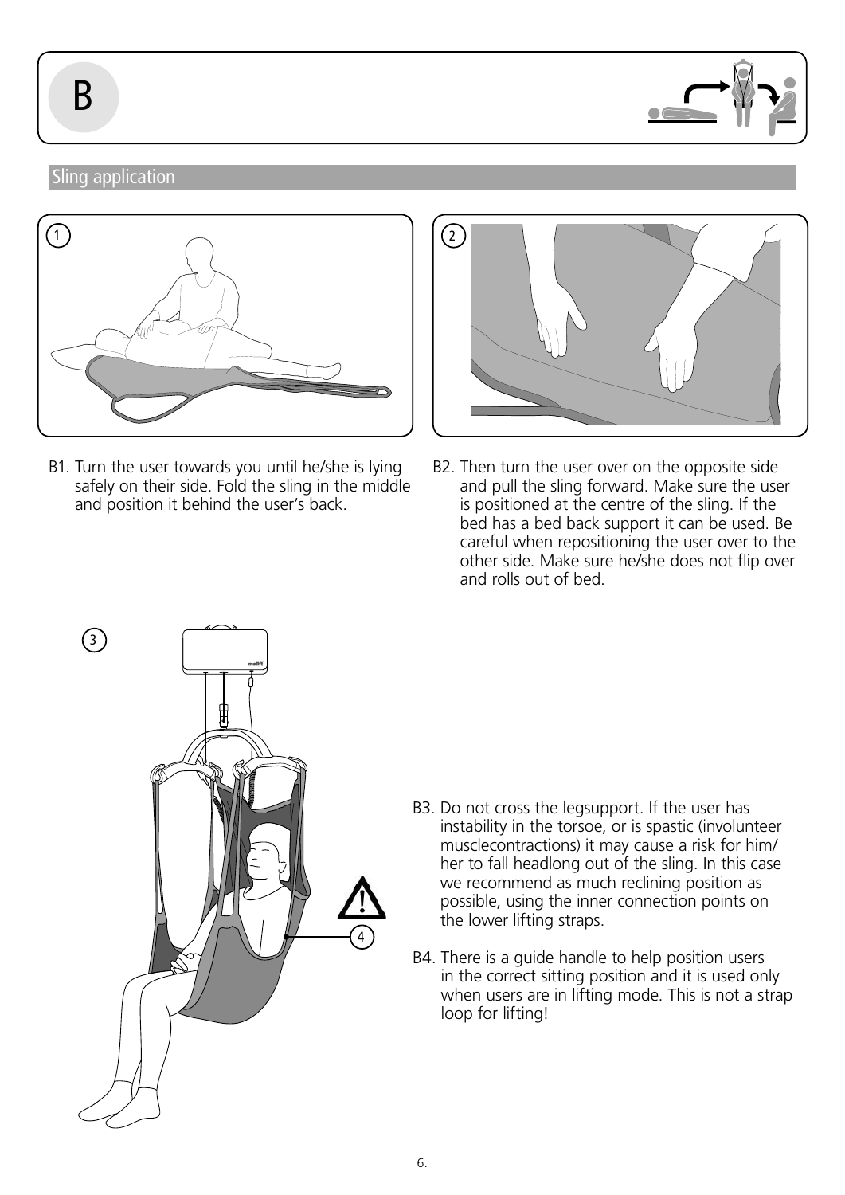# B

## Sling application

B1. Turn the user towards you until he/she is lying safely on their side. Fold the sling in the middle and position it behind the user's back.

B2. Then turn the user over on the opposite side and pull the sling forward. Make sure the user is positioned at the centre of the sling. If the bed has a bed back support it can be used. Be careful when repositioning the user over to the other side. Make sure he/she does not flip over and rolls out of bed.

B3. Do not cross the legsupport. If the user has instability in the torsoe, or is spastic (involunteer musclecontractions) it may cause a risk for him/her to fall headlong out of the sling. In this case we recommend as much reclining position as possible, using the inner connection points on the lower lifting straps.

B4. There is a guide handle to help position users in the correct sitting position and it is used only when users are in lifting mode. This is not a strap loop for lifting!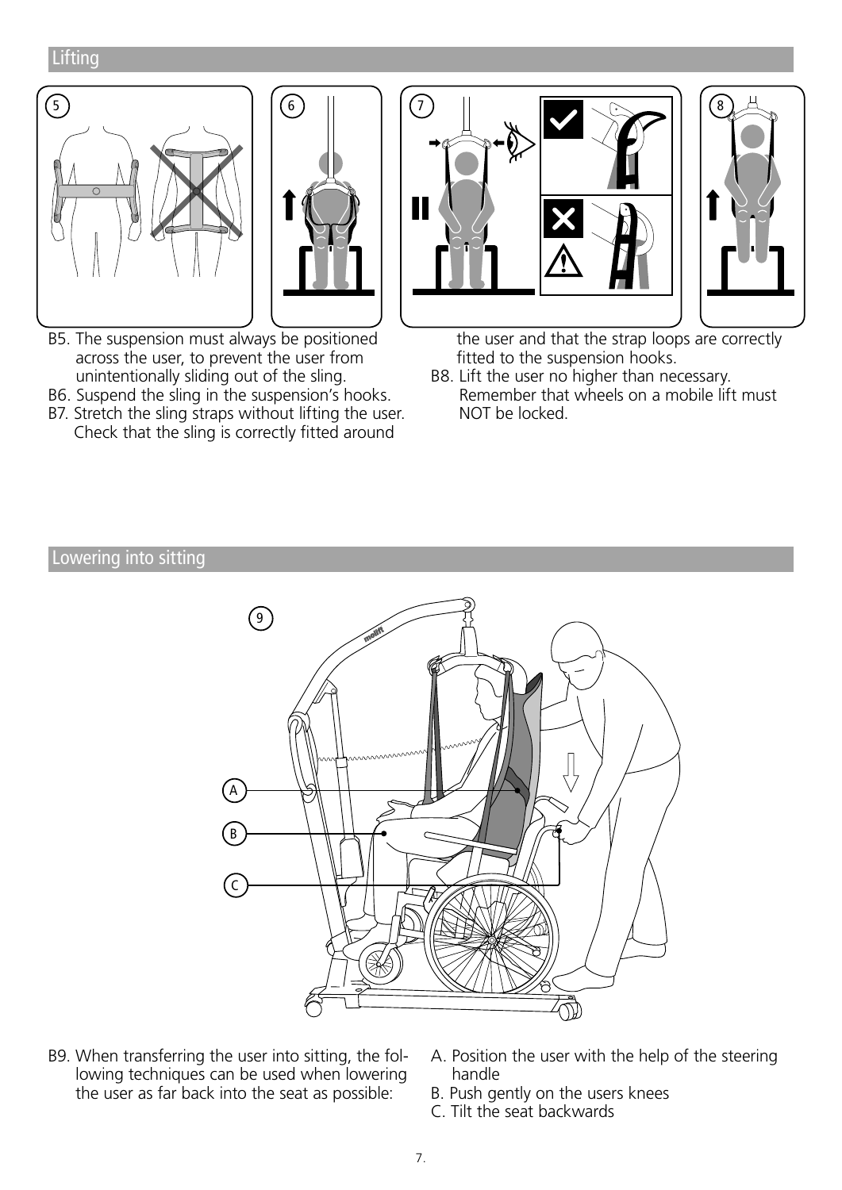## Lifting

B5. The suspension must always be positioned across the user, to prevent the user from unintentionally sliding out of the sling.

B6. Suspend the sling in the suspension's hooks.

B7. Stretch the sling straps without lifting the user. Check that the sling is correctly fitted around the user and that the strap loops are correctly fitted to the suspension hooks.

B8. Lift the user no higher than necessary. Remember that wheels on a mobile lift must NOT be locked.

## Lowering into sitting

B9. When transferring the user into sitting, the following techniques can be used when lowering the user as far back into the seat as possible:

A. Position the user with the help of the steering handle

B. Push gently on the users knees

C. Tilt the seat backwards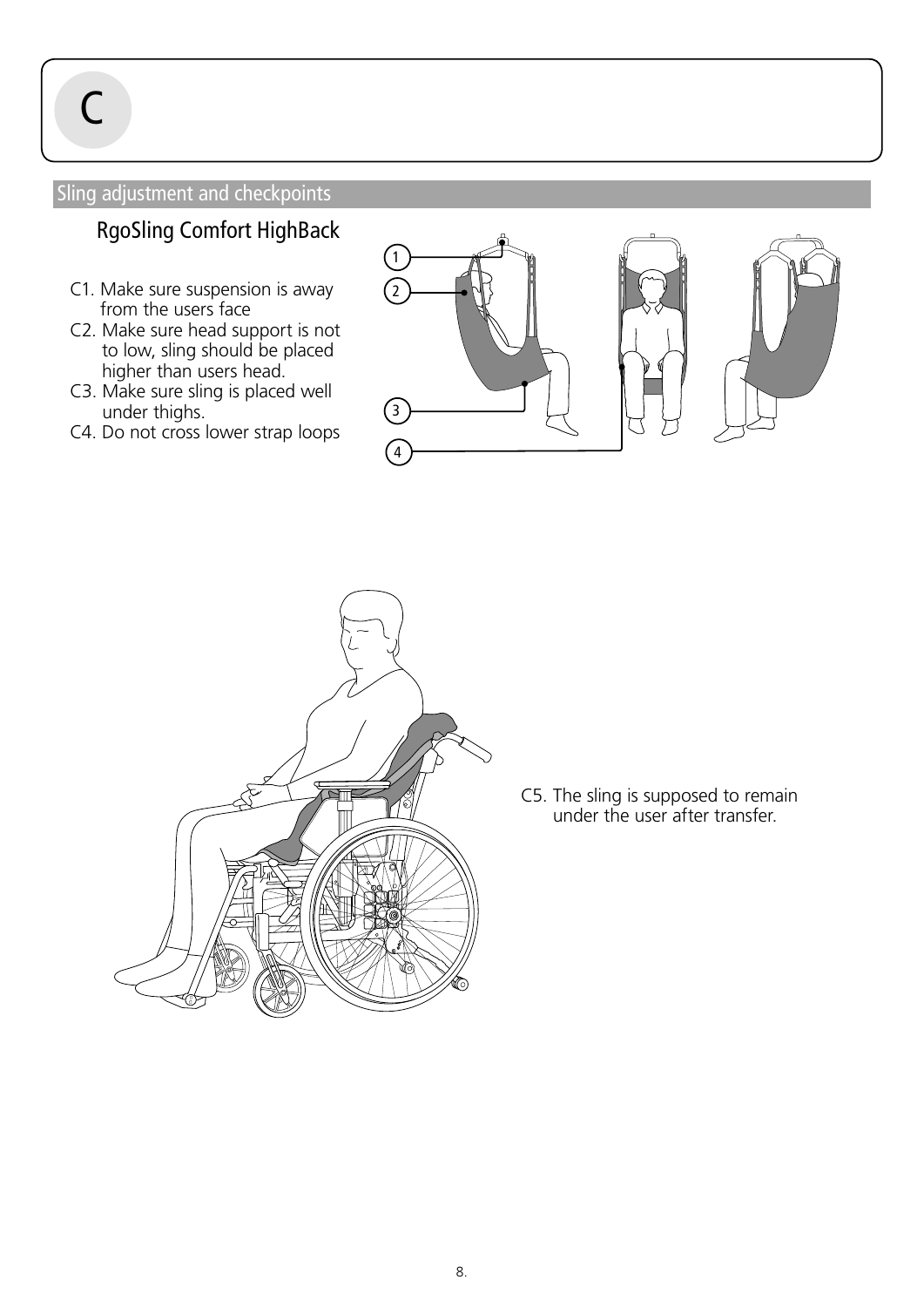# C

## Sling adjustment and checkpoints

### RgoSling Comfort HighBack

C1. Make sure suspension is away from the users face
C2. Make sure head support is not to low, sling should be placed higher than users head.
C3. Make sure sling is placed well under thighs.
C4. Do not cross lower strap loops

C5. The sling is supposed to remain under the user after transfer.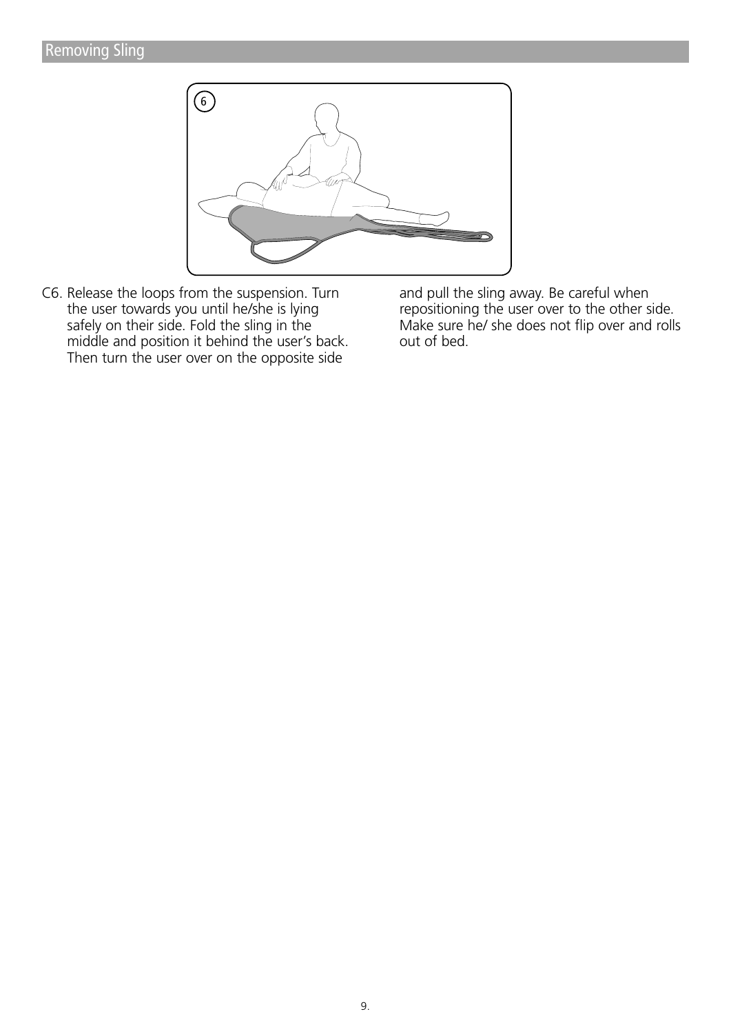## Removing Sling

C6. Release the loops from the suspension. Turn the user towards you until he/she is lying safely on their side. Fold the sling in the middle and position it behind the user's back. Then turn the user over on the opposite side and pull the sling away. Be careful when repositioning the user over to the other side. Make sure he/ she does not flip over and rolls out of bed.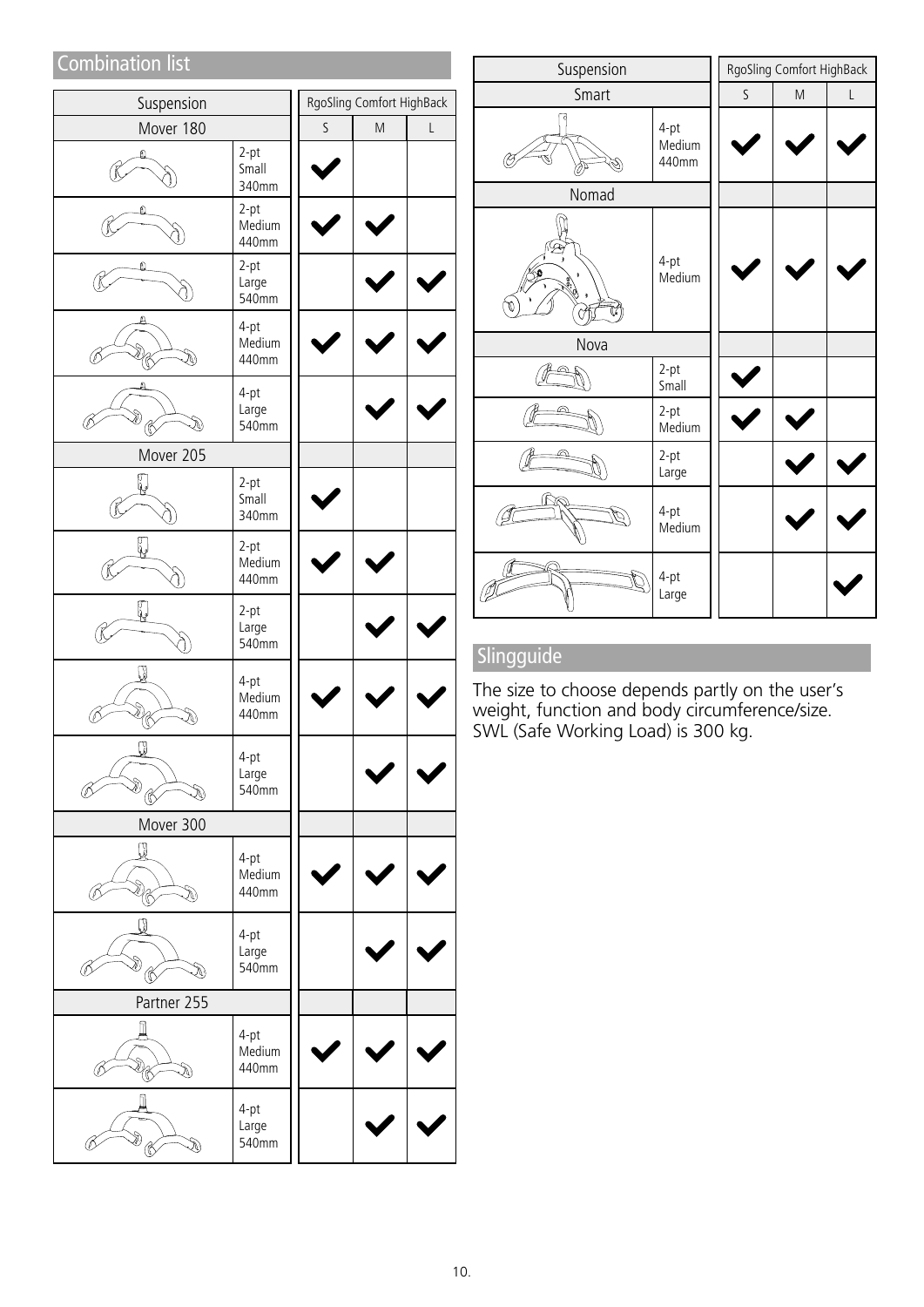## Combination list

| Suspension | | RgoSling Comfort HighBack | | |
|---|---|---|---|---|
| | | S | M | L |
| **Mover 180** | | | | |
| | 2-pt Small 340mm | ✔ | | |
| | 2-pt Medium 440mm | ✔ | ✔ | |
| | 2-pt Large 540mm | | ✔ | ✔ |
| | 4-pt Medium 440mm | ✔ | ✔ | ✔ |
| | 4-pt Large 540mm | | ✔ | ✔ |
| **Mover 205** | | | | |
| | 2-pt Small 340mm | ✔ | | |
| | 2-pt Medium 440mm | ✔ | ✔ | |
| | 2-pt Large 540mm | | ✔ | ✔ |
| | 4-pt Medium 440mm | ✔ | ✔ | ✔ |
| | 4-pt Large 540mm | | ✔ | ✔ |
| **Mover 300** | | | | |
| | 4-pt Medium 440mm | ✔ | ✔ | ✔ |
| | 4-pt Large 540mm | | ✔ | ✔ |
| **Partner 255** | | | | |
| | 4-pt Medium 440mm | ✔ | ✔ | ✔ |
| | 4-pt Large 540mm | | ✔ | ✔ |
| **Smart** | | | | |
| | 4-pt Medium 440mm | ✔ | ✔ | ✔ |
| **Nomad** | | | | |
| | 4-pt Medium | ✔ | ✔ | ✔ |
| **Nova** | | | | |
| | 2-pt Small | ✔ | | |
| | 2-pt Medium | ✔ | ✔ | |
| | 2-pt Large | | ✔ | ✔ |
| | 4-pt Medium | | ✔ | ✔ |
| | 4-pt Large | | | ✔ |

## Slingguide

The size to choose depends partly on the user's weight, function and body circumference/size. SWL (Safe Working Load) is 300 kg.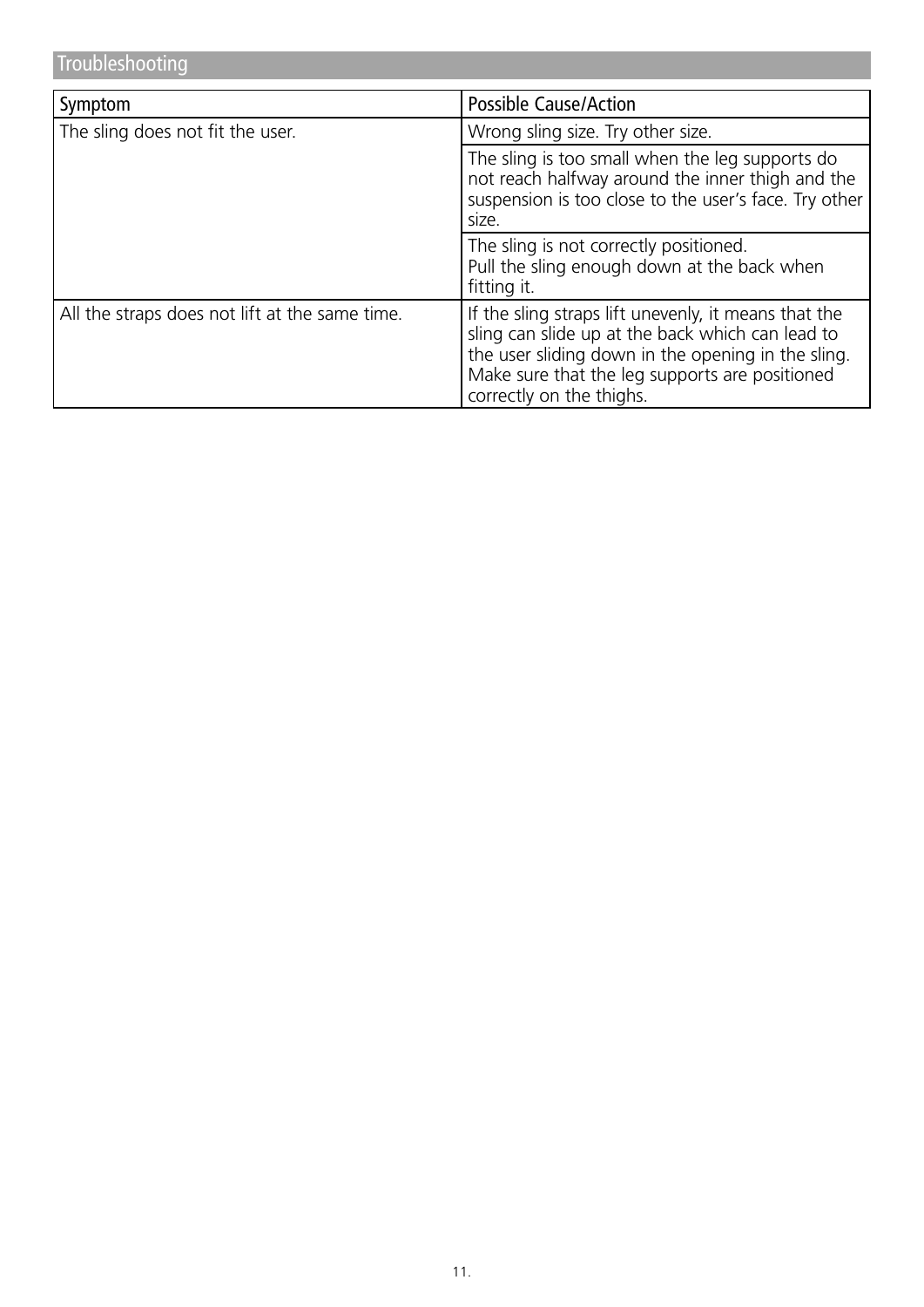## Troubleshooting

| Symptom | Possible Cause/Action |
|---|---|
| The sling does not fit the user. | Wrong sling size. Try other size. |
| | The sling is too small when the leg supports do not reach halfway around the inner thigh and the suspension is too close to the user's face. Try other size. |
| | The sling is not correctly positioned.<br>Pull the sling enough down at the back when fitting it. |
| All the straps does not lift at the same time. | If the sling straps lift unevenly, it means that the sling can slide up at the back which can lead to the user sliding down in the opening in the sling. Make sure that the leg supports are positioned correctly on the thighs. |